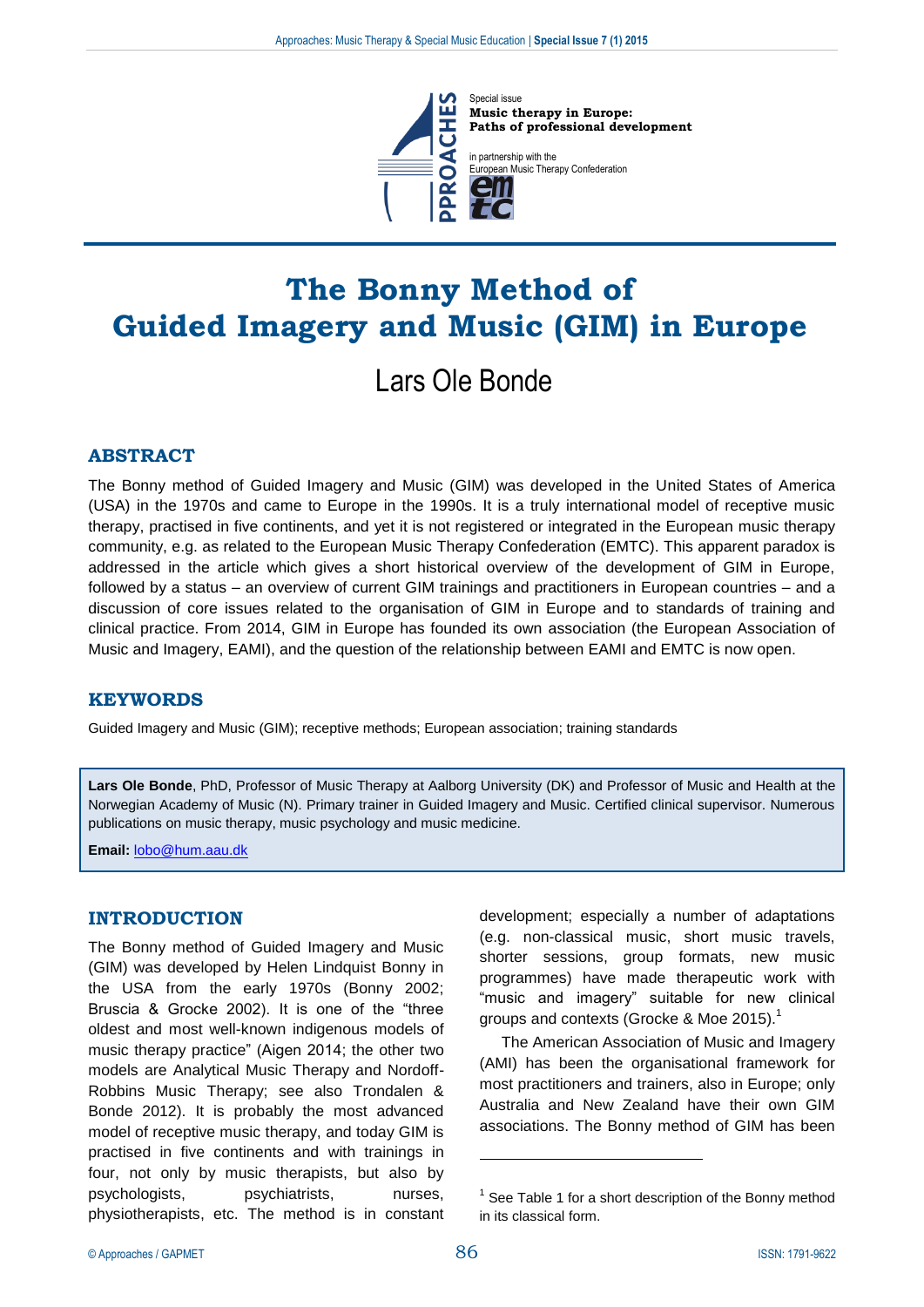Special issue
**Music therapy in Europe: Paths of professional development**

in partnership with the European Music Therapy Confederation

# The Bonny Method of Guided Imagery and Music (GIM) in Europe

Lars Ole Bonde

## ABSTRACT

The Bonny method of Guided Imagery and Music (GIM) was developed in the United States of America (USA) in the 1970s and came to Europe in the 1990s. It is a truly international model of receptive music therapy, practised in five continents, and yet it is not registered or integrated in the European music therapy community, e.g. as related to the European Music Therapy Confederation (EMTC). This apparent paradox is addressed in the article which gives a short historical overview of the development of GIM in Europe, followed by a status – an overview of current GIM trainings and practitioners in European countries – and a discussion of core issues related to the organisation of GIM in Europe and to standards of training and clinical practice. From 2014, GIM in Europe has founded its own association (the European Association of Music and Imagery, EAMI), and the question of the relationship between EAMI and EMTC is now open.

## KEYWORDS

Guided Imagery and Music (GIM); receptive methods; European association; training standards

**Lars Ole Bonde**, PhD, Professor of Music Therapy at Aalborg University (DK) and Professor of Music and Health at the Norwegian Academy of Music (N). Primary trainer in Guided Imagery and Music. Certified clinical supervisor. Numerous publications on music therapy, music psychology and music medicine.

**Email:** lobo@hum.aau.dk

## INTRODUCTION

The Bonny method of Guided Imagery and Music (GIM) was developed by Helen Lindquist Bonny in the USA from the early 1970s (Bonny 2002; Bruscia & Grocke 2002). It is one of the "three oldest and most well-known indigenous models of music therapy practice" (Aigen 2014; the other two models are Analytical Music Therapy and Nordoff-Robbins Music Therapy; see also Trondalen & Bonde 2012). It is probably the most advanced model of receptive music therapy, and today GIM is practised in five continents and with trainings in four, not only by music therapists, but also by psychologists, psychiatrists, nurses, physiotherapists, etc. The method is in constant development; especially a number of adaptations (e.g. non-classical music, short music travels, shorter sessions, group formats, new music programmes) have made therapeutic work with "music and imagery" suitable for new clinical groups and contexts (Grocke & Moe 2015).[1]

The American Association of Music and Imagery (AMI) has been the organisational framework for most practitioners and trainers, also in Europe; only Australia and New Zealand have their own GIM associations. The Bonny method of GIM has been

[1] See Table 1 for a short description of the Bonny method in its classical form.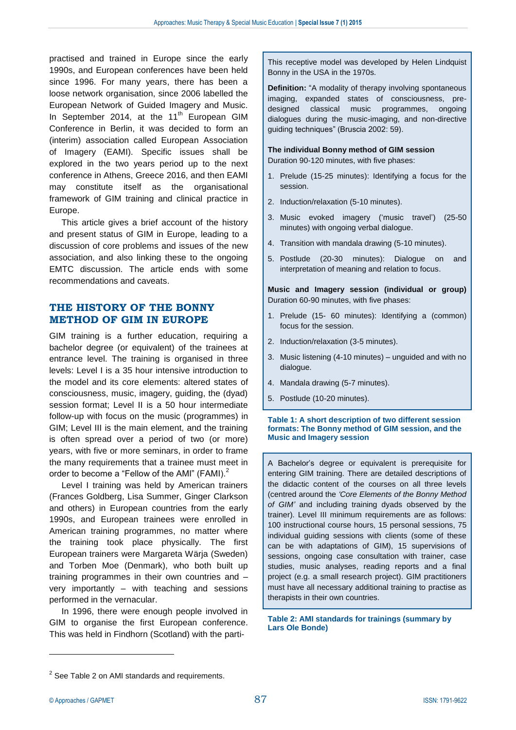practised and trained in Europe since the early 1990s, and European conferences have been held since 1996. For many years, there has been a loose network organisation, since 2006 labelled the European Network of Guided Imagery and Music. In September 2014, at the 11th European GIM Conference in Berlin, it was decided to form an (interim) association called European Association of Imagery (EAMI). Specific issues shall be explored in the two years period up to the next conference in Athens, Greece 2016, and then EAMI may constitute itself as the organisational framework of GIM training and clinical practice in Europe.

This article gives a brief account of the history and present status of GIM in Europe, leading to a discussion of core problems and issues of the new association, and also linking these to the ongoing EMTC discussion. The article ends with some recommendations and caveats.

## THE HISTORY OF THE BONNY METHOD OF GIM IN EUROPE

GIM training is a further education, requiring a bachelor degree (or equivalent) of the trainees at entrance level. The training is organised in three levels: Level I is a 35 hour intensive introduction to the model and its core elements: altered states of consciousness, music, imagery, guiding, the (dyad) session format; Level II is a 50 hour intermediate follow-up with focus on the music (programmes) in GIM; Level III is the main element, and the training is often spread over a period of two (or more) years, with five or more seminars, in order to frame the many requirements that a trainee must meet in order to become a "Fellow of the AMI" (FAMI).[2]

Level I training was held by American trainers (Frances Goldberg, Lisa Summer, Ginger Clarkson and others) in European countries from the early 1990s, and European trainees were enrolled in American training programmes, no matter where the training took place physically. The first European trainers were Margareta Wärja (Sweden) and Torben Moe (Denmark), who both built up training programmes in their own countries and – very importantly – with teaching and sessions performed in the vernacular.

In 1996, there were enough people involved in GIM to organise the first European conference. This was held in Findhorn (Scotland) with the parti-

---

This receptive model was developed by Helen Lindquist Bonny in the USA in the 1970s.

**Definition:** "A modality of therapy involving spontaneous imaging, expanded states of consciousness, pre-designed classical music programmes, ongoing dialogues during the music-imaging, and non-directive guiding techniques" (Bruscia 2002: 59).

**The individual Bonny method of GIM session**
Duration 90-120 minutes, with five phases:

1. Prelude (15-25 minutes): Identifying a focus for the session.
2. Induction/relaxation (5-10 minutes).
3. Music evoked imagery ('music travel') (25-50 minutes) with ongoing verbal dialogue.
4. Transition with mandala drawing (5-10 minutes).
5. Postlude (20-30 minutes): Dialogue on and interpretation of meaning and relation to focus.

**Music and Imagery session (individual or group)**
Duration 60-90 minutes, with five phases:

1. Prelude (15- 60 minutes): Identifying a (common) focus for the session.
2. Induction/relaxation (3-5 minutes).
3. Music listening (4-10 minutes) – unguided and with no dialogue.
4. Mandala drawing (5-7 minutes).
5. Postlude (10-20 minutes).

**Table 1: A short description of two different session formats: The Bonny method of GIM session, and the Music and Imagery session**

---

A Bachelor's degree or equivalent is prerequisite for entering GIM training. There are detailed descriptions of the didactic content of the courses on all three levels (centred around the *'Core Elements of the Bonny Method of GIM'* and including training dyads observed by the trainer). Level III minimum requirements are as follows: 100 instructional course hours, 15 personal sessions, 75 individual guiding sessions with clients (some of these can be with adaptations of GIM), 15 supervisions of sessions, ongoing case consultation with trainer, case studies, music analyses, reading reports and a final project (e.g. a small research project). GIM practitioners must have all necessary additional training to practise as therapists in their own countries.

**Table 2: AMI standards for trainings (summary by Lars Ole Bonde)**

---

[2] See Table 2 on AMI standards and requirements.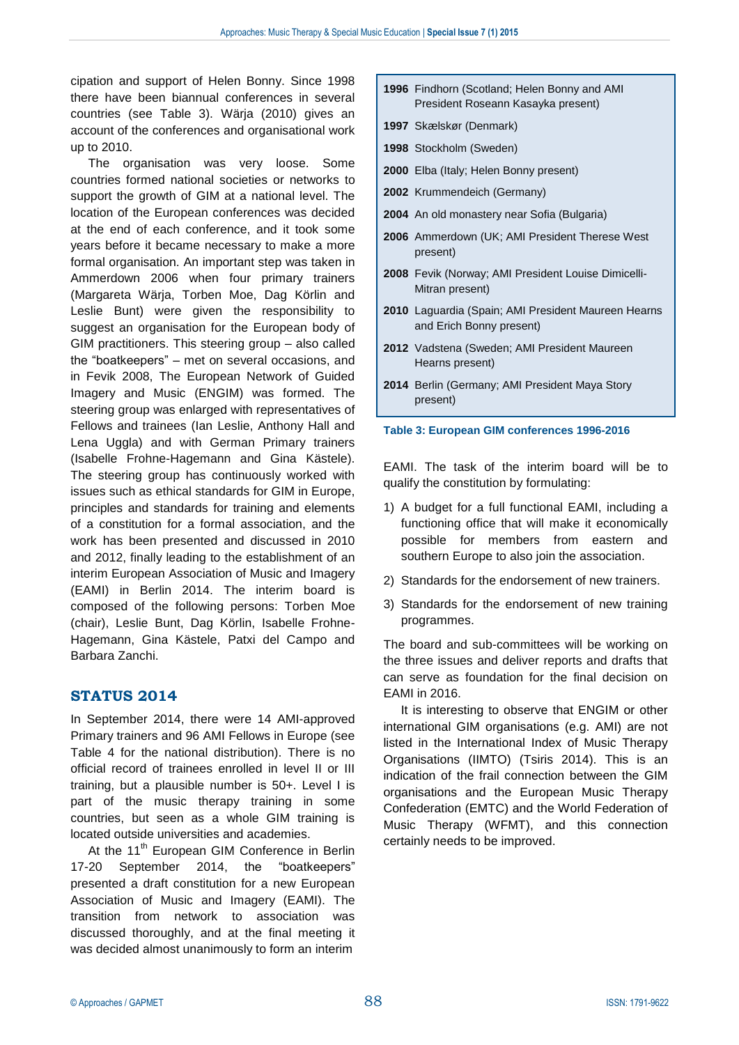cipation and support of Helen Bonny. Since 1998 there have been biannual conferences in several countries (see Table 3). Wärja (2010) gives an account of the conferences and organisational work up to 2010.

The organisation was very loose. Some countries formed national societies or networks to support the growth of GIM at a national level. The location of the European conferences was decided at the end of each conference, and it took some years before it became necessary to make a more formal organisation. An important step was taken in Ammerdown 2006 when four primary trainers (Margareta Wärja, Torben Moe, Dag Körlin and Leslie Bunt) were given the responsibility to suggest an organisation for the European body of GIM practitioners. This steering group – also called the "boatkeepers" – met on several occasions, and in Fevik 2008, The European Network of Guided Imagery and Music (ENGIM) was formed. The steering group was enlarged with representatives of Fellows and trainees (Ian Leslie, Anthony Hall and Lena Uggla) and with German Primary trainers (Isabelle Frohne-Hagemann and Gina Kästele). The steering group has continuously worked with issues such as ethical standards for GIM in Europe, principles and standards for training and elements of a constitution for a formal association, and the work has been presented and discussed in 2010 and 2012, finally leading to the establishment of an interim European Association of Music and Imagery (EAMI) in Berlin 2014. The interim board is composed of the following persons: Torben Moe (chair), Leslie Bunt, Dag Körlin, Isabelle Frohne-Hagemann, Gina Kästele, Patxi del Campo and Barbara Zanchi.

| | |
|---|---|
| **1996** | Findhorn (Scotland; Helen Bonny and AMI President Roseann Kasayka present) |
| **1997** | Skælskør (Denmark) |
| **1998** | Stockholm (Sweden) |
| **2000** | Elba (Italy; Helen Bonny present) |
| **2002** | Krummendeich (Germany) |
| **2004** | An old monastery near Sofia (Bulgaria) |
| **2006** | Ammerdown (UK; AMI President Therese West present) |
| **2008** | Fevik (Norway; AMI President Louise Dimicelli-Mitran present) |
| **2010** | Laguardia (Spain; AMI President Maureen Hearns and Erich Bonny present) |
| **2012** | Vadstena (Sweden; AMI President Maureen Hearns present) |
| **2014** | Berlin (Germany; AMI President Maya Story present) |

**Table 3: European GIM conferences 1996-2016**

## STATUS 2014

In September 2014, there were 14 AMI-approved Primary trainers and 96 AMI Fellows in Europe (see Table 4 for the national distribution). There is no official record of trainees enrolled in level II or III training, but a plausible number is 50+. Level I is part of the music therapy training in some countries, but seen as a whole GIM training is located outside universities and academies.

At the 11th European GIM Conference in Berlin 17-20 September 2014, the "boatkeepers" presented a draft constitution for a new European Association of Music and Imagery (EAMI). The transition from network to association was discussed thoroughly, and at the final meeting it was decided almost unanimously to form an interim EAMI. The task of the interim board will be to qualify the constitution by formulating:

1) A budget for a full functional EAMI, including a functioning office that will make it economically possible for members from eastern and southern Europe to also join the association.
2) Standards for the endorsement of new trainers.
3) Standards for the endorsement of new training programmes.

The board and sub-committees will be working on the three issues and deliver reports and drafts that can serve as foundation for the final decision on EAMI in 2016.

It is interesting to observe that ENGIM or other international GIM organisations (e.g. AMI) are not listed in the International Index of Music Therapy Organisations (IIMTO) (Tsiris 2014). This is an indication of the frail connection between the GIM organisations and the European Music Therapy Confederation (EMTC) and the World Federation of Music Therapy (WFMT), and this connection certainly needs to be improved.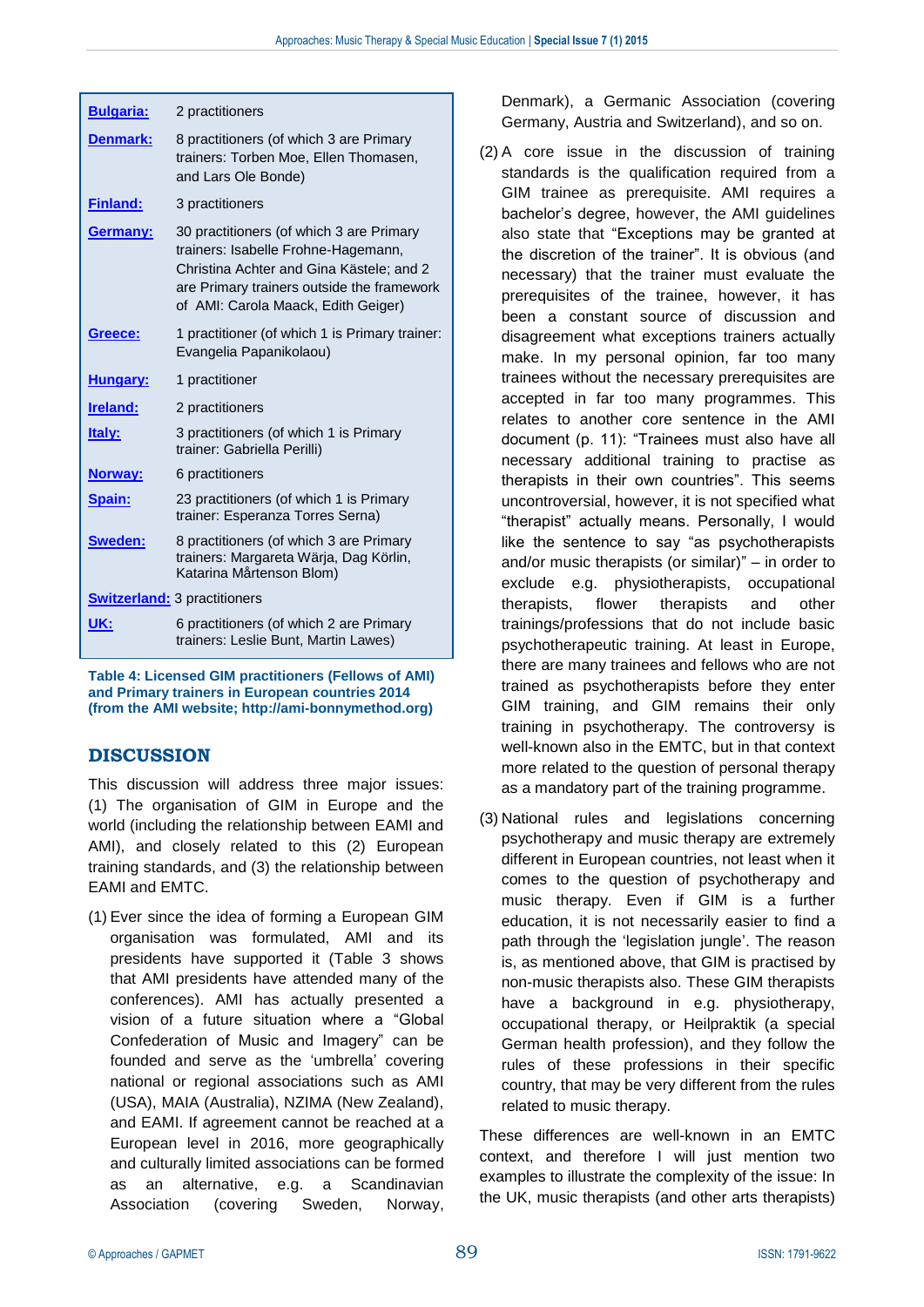| Country | Practitioners |
|---|---|
| **Bulgaria:** | 2 practitioners |
| **Denmark:** | 8 practitioners (of which 3 are Primary trainers: Torben Moe, Ellen Thomasen, and Lars Ole Bonde) |
| **Finland:** | 3 practitioners |
| **Germany:** | 30 practitioners (of which 3 are Primary trainers: Isabelle Frohne-Hagemann, Christina Achter and Gina Kästele; and 2 are Primary trainers outside the framework of AMI: Carola Maack, Edith Geiger) |
| **Greece:** | 1 practitioner (of which 1 is Primary trainer: Evangelia Papanikolaou) |
| **Hungary:** | 1 practitioner |
| **Ireland:** | 2 practitioners |
| **Italy:** | 3 practitioners (of which 1 is Primary trainer: Gabriella Perilli) |
| **Norway:** | 6 practitioners |
| **Spain:** | 23 practitioners (of which 1 is Primary trainer: Esperanza Torres Serna) |
| **Sweden:** | 8 practitioners (of which 3 are Primary trainers: Margareta Wärja, Dag Körlin, Katarina Mårtenson Blom) |
| **Switzerland:** | 3 practitioners |
| **UK:** | 6 practitioners (of which 2 are Primary trainers: Leslie Bunt, Martin Lawes) |

**Table 4: Licensed GIM practitioners (Fellows of AMI) and Primary trainers in European countries 2014 (from the AMI website; http://ami-bonnymethod.org)**

## DISCUSSION

This discussion will address three major issues: (1) The organisation of GIM in Europe and the world (including the relationship between EAMI and AMI), and closely related to this (2) European training standards, and (3) the relationship between EAMI and EMTC.

(1) Ever since the idea of forming a European GIM organisation was formulated, AMI and its presidents have supported it (Table 3 shows that AMI presidents have attended many of the conferences). AMI has actually presented a vision of a future situation where a "Global Confederation of Music and Imagery" can be founded and serve as the 'umbrella' covering national or regional associations such as AMI (USA), MAIA (Australia), NZIMA (New Zealand), and EAMI. If agreement cannot be reached at a European level in 2016, more geographically and culturally limited associations can be formed as an alternative, e.g. a Scandinavian Association (covering Sweden, Norway, Denmark), a Germanic Association (covering Germany, Austria and Switzerland), and so on.

(2) A core issue in the discussion of training standards is the qualification required from a GIM trainee as prerequisite. AMI requires a bachelor's degree, however, the AMI guidelines also state that "Exceptions may be granted at the discretion of the trainer". It is obvious (and necessary) that the trainer must evaluate the prerequisites of the trainee, however, it has been a constant source of discussion and disagreement what exceptions trainers actually make. In my personal opinion, far too many trainees without the necessary prerequisites are accepted in far too many programmes. This relates to another core sentence in the AMI document (p. 11): "Trainees must also have all necessary additional training to practise as therapists in their own countries". This seems uncontroversial, however, it is not specified what "therapist" actually means. Personally, I would like the sentence to say "as psychotherapists and/or music therapists (or similar)" – in order to exclude e.g. physiotherapists, occupational therapists, flower therapists and other trainings/professions that do not include basic psychotherapeutic training. At least in Europe, there are many trainees and fellows who are not trained as psychotherapists before they enter GIM training, and GIM remains their only training in psychotherapy. The controversy is well-known also in the EMTC, but in that context more related to the question of personal therapy as a mandatory part of the training programme.

(3) National rules and legislations concerning psychotherapy and music therapy are extremely different in European countries, not least when it comes to the question of psychotherapy and music therapy. Even if GIM is a further education, it is not necessarily easier to find a path through the 'legislation jungle'. The reason is, as mentioned above, that GIM is practised by non-music therapists also. These GIM therapists have a background in e.g. physiotherapy, occupational therapy, or Heilpraktik (a special German health profession), and they follow the rules of these professions in their specific country, that may be very different from the rules related to music therapy.

These differences are well-known in an EMTC context, and therefore I will just mention two examples to illustrate the complexity of the issue: In the UK, music therapists (and other arts therapists)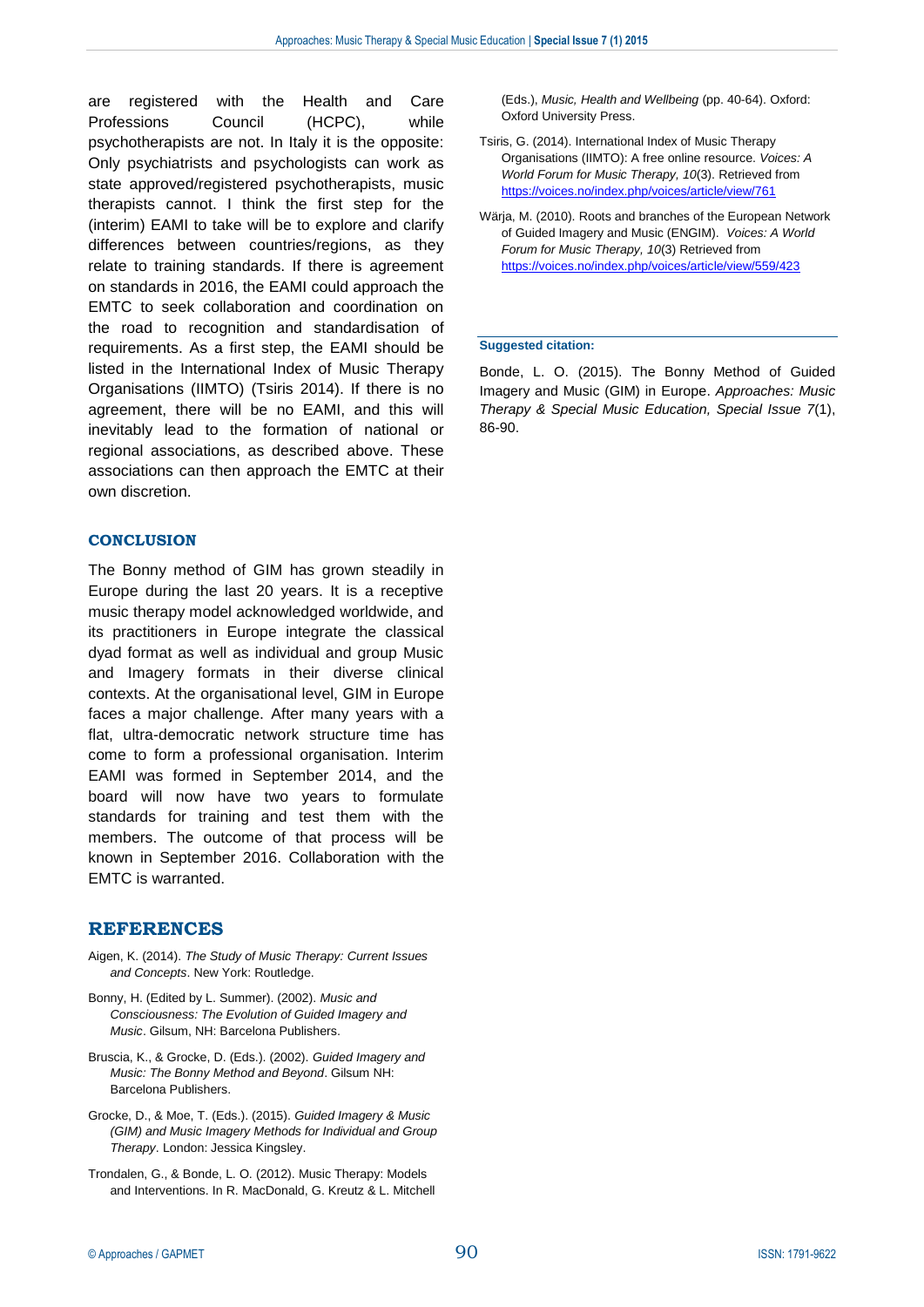are registered with the Health and Care Professions Council (HCPC), while psychotherapists are not. In Italy it is the opposite: Only psychiatrists and psychologists can work as state approved/registered psychotherapists, music therapists cannot. I think the first step for the (interim) EAMI to take will be to explore and clarify differences between countries/regions, as they relate to training standards. If there is agreement on standards in 2016, the EAMI could approach the EMTC to seek collaboration and coordination on the road to recognition and standardisation of requirements. As a first step, the EAMI should be listed in the International Index of Music Therapy Organisations (IIMTO) (Tsiris 2014). If there is no agreement, there will be no EAMI, and this will inevitably lead to the formation of national or regional associations, as described above. These associations can then approach the EMTC at their own discretion.

## CONCLUSION

The Bonny method of GIM has grown steadily in Europe during the last 20 years. It is a receptive music therapy model acknowledged worldwide, and its practitioners in Europe integrate the classical dyad format as well as individual and group Music and Imagery formats in their diverse clinical contexts. At the organisational level, GIM in Europe faces a major challenge. After many years with a flat, ultra-democratic network structure time has come to form a professional organisation. Interim EAMI was formed in September 2014, and the board will now have two years to formulate standards for training and test them with the members. The outcome of that process will be known in September 2016. Collaboration with the EMTC is warranted.

## REFERENCES

Aigen, K. (2014). *The Study of Music Therapy: Current Issues and Concepts*. New York: Routledge.

Bonny, H. (Edited by L. Summer). (2002). *Music and Consciousness: The Evolution of Guided Imagery and Music*. Gilsum, NH: Barcelona Publishers.

Bruscia, K., & Grocke, D. (Eds.). (2002). *Guided Imagery and Music: The Bonny Method and Beyond*. Gilsum NH: Barcelona Publishers.

Grocke, D., & Moe, T. (Eds.). (2015). *Guided Imagery & Music (GIM) and Music Imagery Methods for Individual and Group Therapy*. London: Jessica Kingsley.

Trondalen, G., & Bonde, L. O. (2012). Music Therapy: Models and Interventions. In R. MacDonald, G. Kreutz & L. Mitchell (Eds.), *Music, Health and Wellbeing* (pp. 40-64). Oxford: Oxford University Press.

Tsiris, G. (2014). International Index of Music Therapy Organisations (IIMTO): A free online resource. *Voices: A World Forum for Music Therapy, 10*(3). Retrieved from https://voices.no/index.php/voices/article/view/761

Wärja, M. (2010). Roots and branches of the European Network of Guided Imagery and Music (ENGIM). *Voices: A World Forum for Music Therapy, 10*(3) Retrieved from https://voices.no/index.php/voices/article/view/559/423

**Suggested citation:**

Bonde, L. O. (2015). The Bonny Method of Guided Imagery and Music (GIM) in Europe. *Approaches: Music Therapy & Special Music Education, Special Issue 7*(1), 86-90.